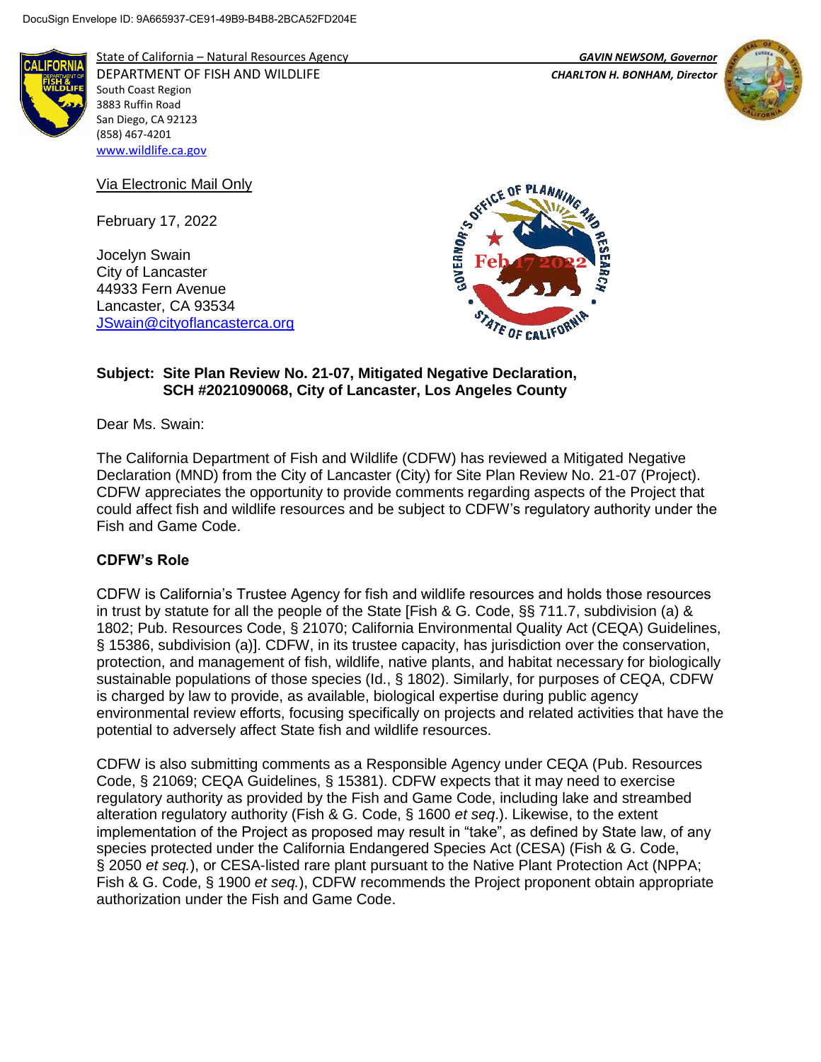DocuSign Envelope ID: 9A665937-CE91-49B9-B4B8-2BCA52FD204E

State of California – Natural Resources Agency
DEPARTMENT OF FISH AND WILDLIFE
South Coast Region
3883 Ruffin Road
San Diego, CA 92123
(858) 467-4201
www.wildlife.ca.gov

*GAVIN NEWSOM, Governor*
*CHARLTON H. BONHAM, Director*

Via Electronic Mail Only

February 17, 2022

Jocelyn Swain
City of Lancaster
44933 Fern Avenue
Lancaster, CA 93534
JSwain@cityoflancasterca.org

GOVERNOR'S OFFICE OF PLANNING AND RESEARCH
Feb 17 2022
STATE OF CALIFORNIA

**Subject: Site Plan Review No. 21-07, Mitigated Negative Declaration, SCH #2021090068, City of Lancaster, Los Angeles County**

Dear Ms. Swain:

The California Department of Fish and Wildlife (CDFW) has reviewed a Mitigated Negative Declaration (MND) from the City of Lancaster (City) for Site Plan Review No. 21-07 (Project). CDFW appreciates the opportunity to provide comments regarding aspects of the Project that could affect fish and wildlife resources and be subject to CDFW's regulatory authority under the Fish and Game Code.

**CDFW's Role**

CDFW is California's Trustee Agency for fish and wildlife resources and holds those resources in trust by statute for all the people of the State [Fish & G. Code, §§ 711.7, subdivision (a) & 1802; Pub. Resources Code, § 21070; California Environmental Quality Act (CEQA) Guidelines, § 15386, subdivision (a)]. CDFW, in its trustee capacity, has jurisdiction over the conservation, protection, and management of fish, wildlife, native plants, and habitat necessary for biologically sustainable populations of those species (Id., § 1802). Similarly, for purposes of CEQA, CDFW is charged by law to provide, as available, biological expertise during public agency environmental review efforts, focusing specifically on projects and related activities that have the potential to adversely affect State fish and wildlife resources.

CDFW is also submitting comments as a Responsible Agency under CEQA (Pub. Resources Code, § 21069; CEQA Guidelines, § 15381). CDFW expects that it may need to exercise regulatory authority as provided by the Fish and Game Code, including lake and streambed alteration regulatory authority (Fish & G. Code, § 1600 *et seq*.). Likewise, to the extent implementation of the Project as proposed may result in "take", as defined by State law, of any species protected under the California Endangered Species Act (CESA) (Fish & G. Code, § 2050 *et seq.*), or CESA-listed rare plant pursuant to the Native Plant Protection Act (NPPA; Fish & G. Code, § 1900 *et seq.*), CDFW recommends the Project proponent obtain appropriate authorization under the Fish and Game Code.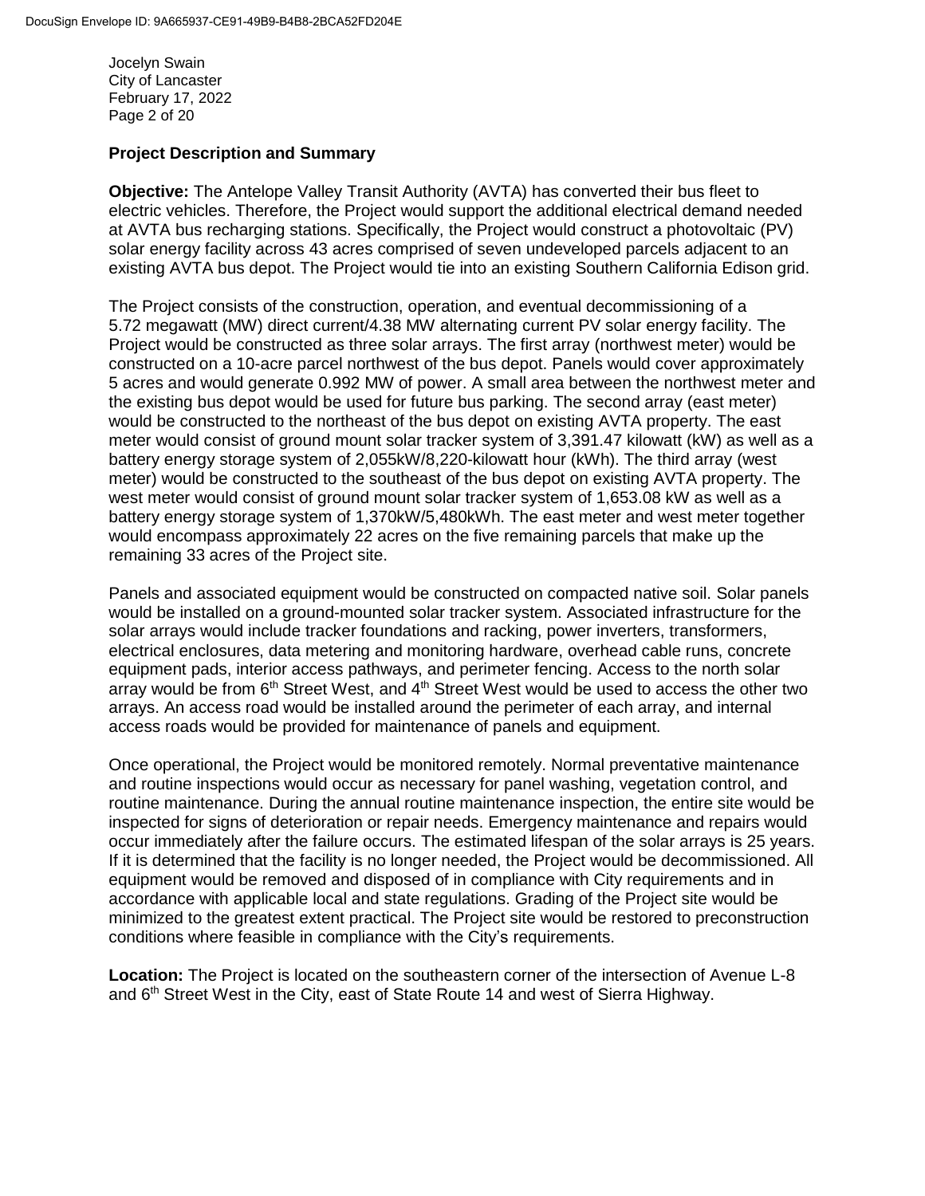## Project Description and Summary

**Objective:** The Antelope Valley Transit Authority (AVTA) has converted their bus fleet to electric vehicles. Therefore, the Project would support the additional electrical demand needed at AVTA bus recharging stations. Specifically, the Project would construct a photovoltaic (PV) solar energy facility across 43 acres comprised of seven undeveloped parcels adjacent to an existing AVTA bus depot. The Project would tie into an existing Southern California Edison grid.

The Project consists of the construction, operation, and eventual decommissioning of a 5.72 megawatt (MW) direct current/4.38 MW alternating current PV solar energy facility. The Project would be constructed as three solar arrays. The first array (northwest meter) would be constructed on a 10-acre parcel northwest of the bus depot. Panels would cover approximately 5 acres and would generate 0.992 MW of power. A small area between the northwest meter and the existing bus depot would be used for future bus parking. The second array (east meter) would be constructed to the northeast of the bus depot on existing AVTA property. The east meter would consist of ground mount solar tracker system of 3,391.47 kilowatt (kW) as well as a battery energy storage system of 2,055kW/8,220-kilowatt hour (kWh). The third array (west meter) would be constructed to the southeast of the bus depot on existing AVTA property. The west meter would consist of ground mount solar tracker system of 1,653.08 kW as well as a battery energy storage system of 1,370kW/5,480kWh. The east meter and west meter together would encompass approximately 22 acres on the five remaining parcels that make up the remaining 33 acres of the Project site.

Panels and associated equipment would be constructed on compacted native soil. Solar panels would be installed on a ground-mounted solar tracker system. Associated infrastructure for the solar arrays would include tracker foundations and racking, power inverters, transformers, electrical enclosures, data metering and monitoring hardware, overhead cable runs, concrete equipment pads, interior access pathways, and perimeter fencing. Access to the north solar array would be from 6th Street West, and 4th Street West would be used to access the other two arrays. An access road would be installed around the perimeter of each array, and internal access roads would be provided for maintenance of panels and equipment.

Once operational, the Project would be monitored remotely. Normal preventative maintenance and routine inspections would occur as necessary for panel washing, vegetation control, and routine maintenance. During the annual routine maintenance inspection, the entire site would be inspected for signs of deterioration or repair needs. Emergency maintenance and repairs would occur immediately after the failure occurs. The estimated lifespan of the solar arrays is 25 years. If it is determined that the facility is no longer needed, the Project would be decommissioned. All equipment would be removed and disposed of in compliance with City requirements and in accordance with applicable local and state regulations. Grading of the Project site would be minimized to the greatest extent practical. The Project site would be restored to preconstruction conditions where feasible in compliance with the City's requirements.

**Location:** The Project is located on the southeastern corner of the intersection of Avenue L-8 and 6th Street West in the City, east of State Route 14 and west of Sierra Highway.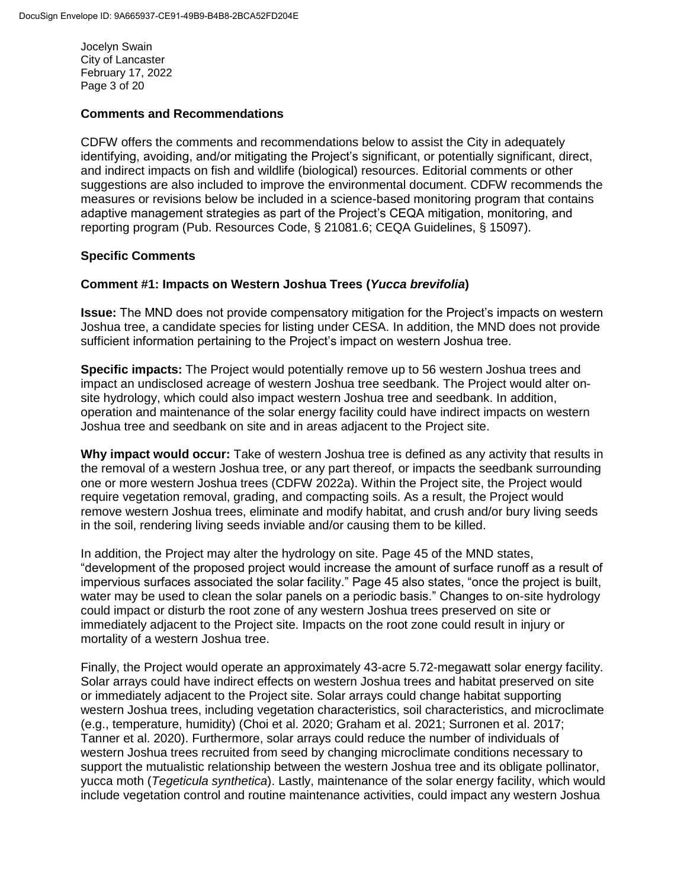## Comments and Recommendations

CDFW offers the comments and recommendations below to assist the City in adequately identifying, avoiding, and/or mitigating the Project's significant, or potentially significant, direct, and indirect impacts on fish and wildlife (biological) resources. Editorial comments or other suggestions are also included to improve the environmental document. CDFW recommends the measures or revisions below be included in a science-based monitoring program that contains adaptive management strategies as part of the Project's CEQA mitigation, monitoring, and reporting program (Pub. Resources Code, § 21081.6; CEQA Guidelines, § 15097).

## Specific Comments

### Comment #1: Impacts on Western Joshua Trees (*Yucca brevifolia*)

**Issue:** The MND does not provide compensatory mitigation for the Project's impacts on western Joshua tree, a candidate species for listing under CESA. In addition, the MND does not provide sufficient information pertaining to the Project's impact on western Joshua tree.

**Specific impacts:** The Project would potentially remove up to 56 western Joshua trees and impact an undisclosed acreage of western Joshua tree seedbank. The Project would alter on-site hydrology, which could also impact western Joshua tree and seedbank. In addition, operation and maintenance of the solar energy facility could have indirect impacts on western Joshua tree and seedbank on site and in areas adjacent to the Project site.

**Why impact would occur:** Take of western Joshua tree is defined as any activity that results in the removal of a western Joshua tree, or any part thereof, or impacts the seedbank surrounding one or more western Joshua trees (CDFW 2022a). Within the Project site, the Project would require vegetation removal, grading, and compacting soils. As a result, the Project would remove western Joshua trees, eliminate and modify habitat, and crush and/or bury living seeds in the soil, rendering living seeds inviable and/or causing them to be killed.

In addition, the Project may alter the hydrology on site. Page 45 of the MND states, "development of the proposed project would increase the amount of surface runoff as a result of impervious surfaces associated the solar facility." Page 45 also states, "once the project is built, water may be used to clean the solar panels on a periodic basis." Changes to on-site hydrology could impact or disturb the root zone of any western Joshua trees preserved on site or immediately adjacent to the Project site. Impacts on the root zone could result in injury or mortality of a western Joshua tree.

Finally, the Project would operate an approximately 43-acre 5.72-megawatt solar energy facility. Solar arrays could have indirect effects on western Joshua trees and habitat preserved on site or immediately adjacent to the Project site. Solar arrays could change habitat supporting western Joshua trees, including vegetation characteristics, soil characteristics, and microclimate (e.g., temperature, humidity) (Choi et al. 2020; Graham et al. 2021; Surronen et al. 2017; Tanner et al. 2020). Furthermore, solar arrays could reduce the number of individuals of western Joshua trees recruited from seed by changing microclimate conditions necessary to support the mutualistic relationship between the western Joshua tree and its obligate pollinator, yucca moth (*Tegeticula synthetica*). Lastly, maintenance of the solar energy facility, which would include vegetation control and routine maintenance activities, could impact any western Joshua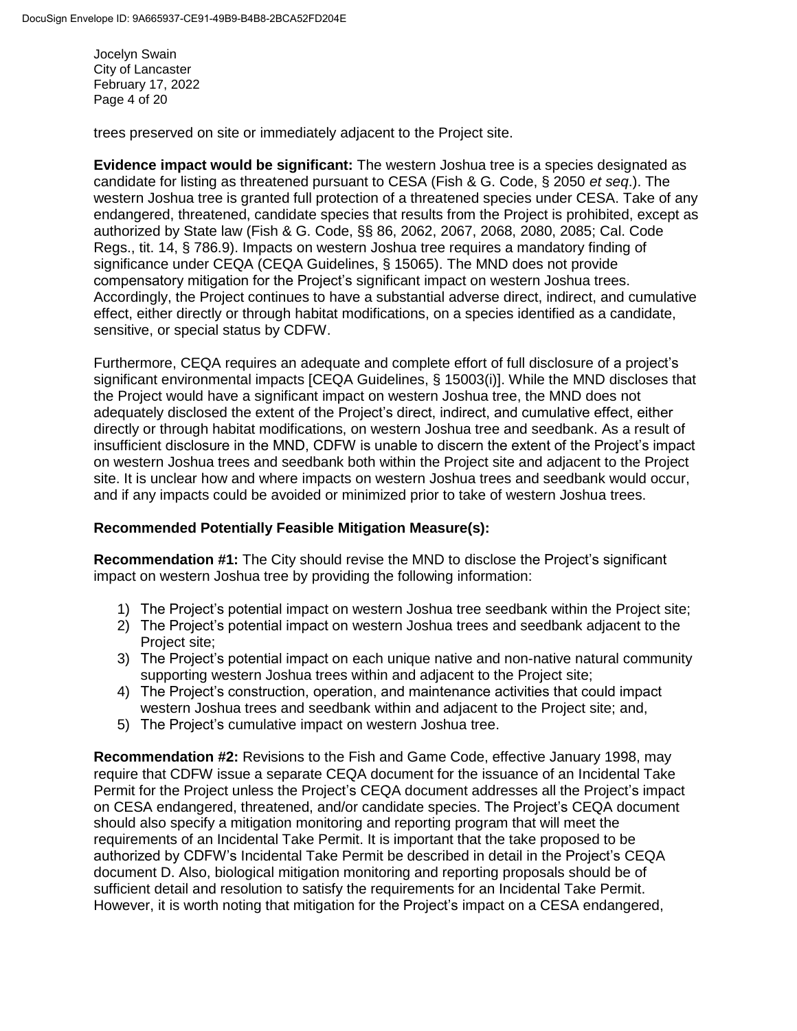trees preserved on site or immediately adjacent to the Project site.

**Evidence impact would be significant:** The western Joshua tree is a species designated as candidate for listing as threatened pursuant to CESA (Fish & G. Code, § 2050 *et seq*.). The western Joshua tree is granted full protection of a threatened species under CESA. Take of any endangered, threatened, candidate species that results from the Project is prohibited, except as authorized by State law (Fish & G. Code, §§ 86, 2062, 2067, 2068, 2080, 2085; Cal. Code Regs., tit. 14, § 786.9). Impacts on western Joshua tree requires a mandatory finding of significance under CEQA (CEQA Guidelines, § 15065). The MND does not provide compensatory mitigation for the Project's significant impact on western Joshua trees. Accordingly, the Project continues to have a substantial adverse direct, indirect, and cumulative effect, either directly or through habitat modifications, on a species identified as a candidate, sensitive, or special status by CDFW.

Furthermore, CEQA requires an adequate and complete effort of full disclosure of a project's significant environmental impacts [CEQA Guidelines, § 15003(i)]. While the MND discloses that the Project would have a significant impact on western Joshua tree, the MND does not adequately disclosed the extent of the Project's direct, indirect, and cumulative effect, either directly or through habitat modifications, on western Joshua tree and seedbank. As a result of insufficient disclosure in the MND, CDFW is unable to discern the extent of the Project's impact on western Joshua trees and seedbank both within the Project site and adjacent to the Project site. It is unclear how and where impacts on western Joshua trees and seedbank would occur, and if any impacts could be avoided or minimized prior to take of western Joshua trees.

**Recommended Potentially Feasible Mitigation Measure(s):**

**Recommendation #1:** The City should revise the MND to disclose the Project's significant impact on western Joshua tree by providing the following information:

1) The Project's potential impact on western Joshua tree seedbank within the Project site;
2) The Project's potential impact on western Joshua trees and seedbank adjacent to the Project site;
3) The Project's potential impact on each unique native and non-native natural community supporting western Joshua trees within and adjacent to the Project site;
4) The Project's construction, operation, and maintenance activities that could impact western Joshua trees and seedbank within and adjacent to the Project site; and,
5) The Project's cumulative impact on western Joshua tree.

**Recommendation #2:** Revisions to the Fish and Game Code, effective January 1998, may require that CDFW issue a separate CEQA document for the issuance of an Incidental Take Permit for the Project unless the Project's CEQA document addresses all the Project's impact on CESA endangered, threatened, and/or candidate species. The Project's CEQA document should also specify a mitigation monitoring and reporting program that will meet the requirements of an Incidental Take Permit. It is important that the take proposed to be authorized by CDFW's Incidental Take Permit be described in detail in the Project's CEQA document D. Also, biological mitigation monitoring and reporting proposals should be of sufficient detail and resolution to satisfy the requirements for an Incidental Take Permit. However, it is worth noting that mitigation for the Project's impact on a CESA endangered,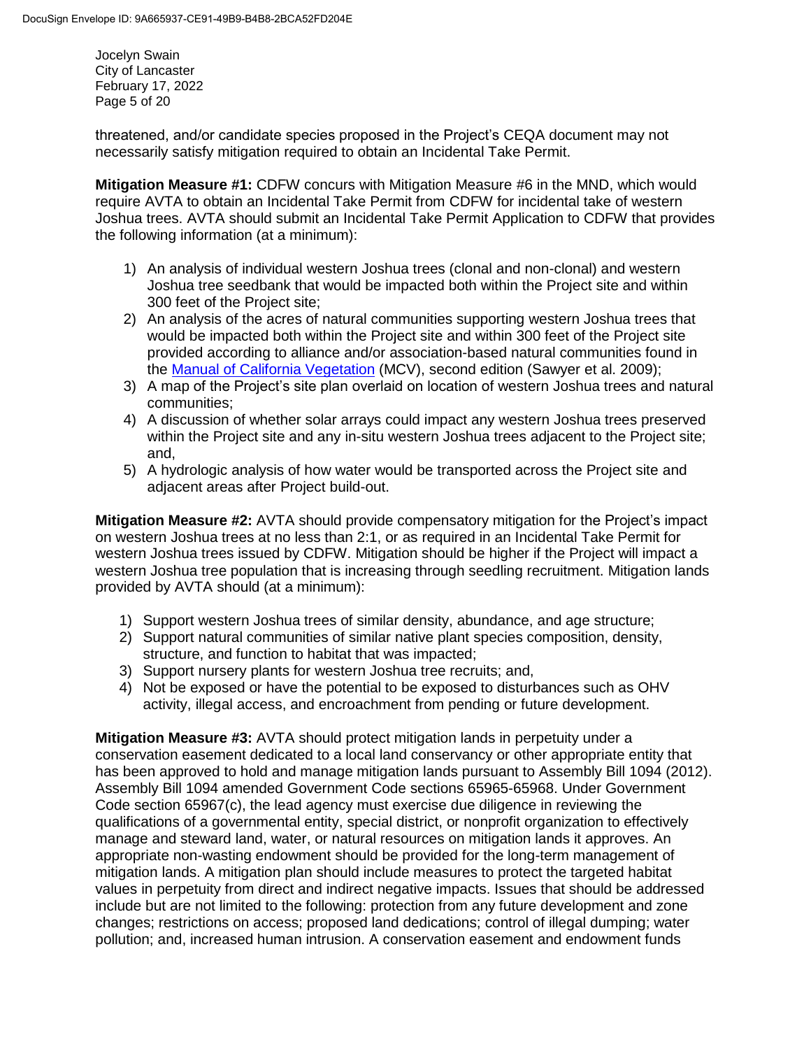threatened, and/or candidate species proposed in the Project's CEQA document may not necessarily satisfy mitigation required to obtain an Incidental Take Permit.

**Mitigation Measure #1:** CDFW concurs with Mitigation Measure #6 in the MND, which would require AVTA to obtain an Incidental Take Permit from CDFW for incidental take of western Joshua trees. AVTA should submit an Incidental Take Permit Application to CDFW that provides the following information (at a minimum):

1) An analysis of individual western Joshua trees (clonal and non-clonal) and western Joshua tree seedbank that would be impacted both within the Project site and within 300 feet of the Project site;
2) An analysis of the acres of natural communities supporting western Joshua trees that would be impacted both within the Project site and within 300 feet of the Project site provided according to alliance and/or association-based natural communities found in the Manual of California Vegetation (MCV), second edition (Sawyer et al. 2009);
3) A map of the Project's site plan overlaid on location of western Joshua trees and natural communities;
4) A discussion of whether solar arrays could impact any western Joshua trees preserved within the Project site and any in-situ western Joshua trees adjacent to the Project site; and,
5) A hydrologic analysis of how water would be transported across the Project site and adjacent areas after Project build-out.

**Mitigation Measure #2:** AVTA should provide compensatory mitigation for the Project's impact on western Joshua trees at no less than 2:1, or as required in an Incidental Take Permit for western Joshua trees issued by CDFW. Mitigation should be higher if the Project will impact a western Joshua tree population that is increasing through seedling recruitment. Mitigation lands provided by AVTA should (at a minimum):

1) Support western Joshua trees of similar density, abundance, and age structure;
2) Support natural communities of similar native plant species composition, density, structure, and function to habitat that was impacted;
3) Support nursery plants for western Joshua tree recruits; and,
4) Not be exposed or have the potential to be exposed to disturbances such as OHV activity, illegal access, and encroachment from pending or future development.

**Mitigation Measure #3:** AVTA should protect mitigation lands in perpetuity under a conservation easement dedicated to a local land conservancy or other appropriate entity that has been approved to hold and manage mitigation lands pursuant to Assembly Bill 1094 (2012). Assembly Bill 1094 amended Government Code sections 65965-65968. Under Government Code section 65967(c), the lead agency must exercise due diligence in reviewing the qualifications of a governmental entity, special district, or nonprofit organization to effectively manage and steward land, water, or natural resources on mitigation lands it approves. An appropriate non-wasting endowment should be provided for the long-term management of mitigation lands. A mitigation plan should include measures to protect the targeted habitat values in perpetuity from direct and indirect negative impacts. Issues that should be addressed include but are not limited to the following: protection from any future development and zone changes; restrictions on access; proposed land dedications; control of illegal dumping; water pollution; and, increased human intrusion. A conservation easement and endowment funds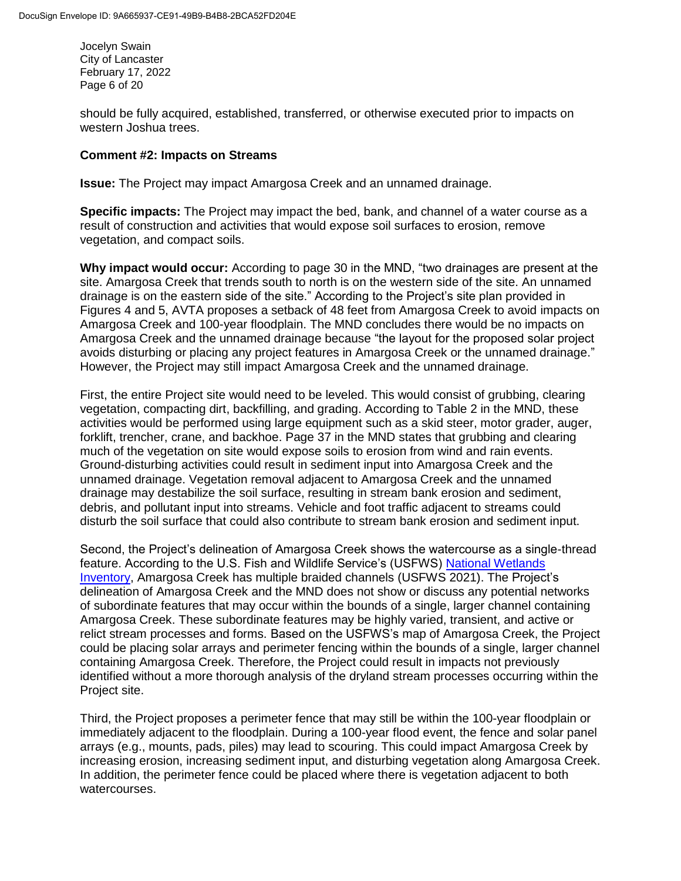should be fully acquired, established, transferred, or otherwise executed prior to impacts on western Joshua trees.

**Comment #2: Impacts on Streams**

**Issue:** The Project may impact Amargosa Creek and an unnamed drainage.

**Specific impacts:** The Project may impact the bed, bank, and channel of a water course as a result of construction and activities that would expose soil surfaces to erosion, remove vegetation, and compact soils.

**Why impact would occur:** According to page 30 in the MND, "two drainages are present at the site. Amargosa Creek that trends south to north is on the western side of the site. An unnamed drainage is on the eastern side of the site." According to the Project's site plan provided in Figures 4 and 5, AVTA proposes a setback of 48 feet from Amargosa Creek to avoid impacts on Amargosa Creek and 100-year floodplain. The MND concludes there would be no impacts on Amargosa Creek and the unnamed drainage because "the layout for the proposed solar project avoids disturbing or placing any project features in Amargosa Creek or the unnamed drainage." However, the Project may still impact Amargosa Creek and the unnamed drainage.

First, the entire Project site would need to be leveled. This would consist of grubbing, clearing vegetation, compacting dirt, backfilling, and grading. According to Table 2 in the MND, these activities would be performed using large equipment such as a skid steer, motor grader, auger, forklift, trencher, crane, and backhoe. Page 37 in the MND states that grubbing and clearing much of the vegetation on site would expose soils to erosion from wind and rain events. Ground-disturbing activities could result in sediment input into Amargosa Creek and the unnamed drainage. Vegetation removal adjacent to Amargosa Creek and the unnamed drainage may destabilize the soil surface, resulting in stream bank erosion and sediment, debris, and pollutant input into streams. Vehicle and foot traffic adjacent to streams could disturb the soil surface that could also contribute to stream bank erosion and sediment input.

Second, the Project's delineation of Amargosa Creek shows the watercourse as a single-thread feature. According to the U.S. Fish and Wildlife Service's (USFWS) National Wetlands Inventory, Amargosa Creek has multiple braided channels (USFWS 2021). The Project's delineation of Amargosa Creek and the MND does not show or discuss any potential networks of subordinate features that may occur within the bounds of a single, larger channel containing Amargosa Creek. These subordinate features may be highly varied, transient, and active or relict stream processes and forms. Based on the USFWS's map of Amargosa Creek, the Project could be placing solar arrays and perimeter fencing within the bounds of a single, larger channel containing Amargosa Creek. Therefore, the Project could result in impacts not previously identified without a more thorough analysis of the dryland stream processes occurring within the Project site.

Third, the Project proposes a perimeter fence that may still be within the 100-year floodplain or immediately adjacent to the floodplain. During a 100-year flood event, the fence and solar panel arrays (e.g., mounts, pads, piles) may lead to scouring. This could impact Amargosa Creek by increasing erosion, increasing sediment input, and disturbing vegetation along Amargosa Creek. In addition, the perimeter fence could be placed where there is vegetation adjacent to both watercourses.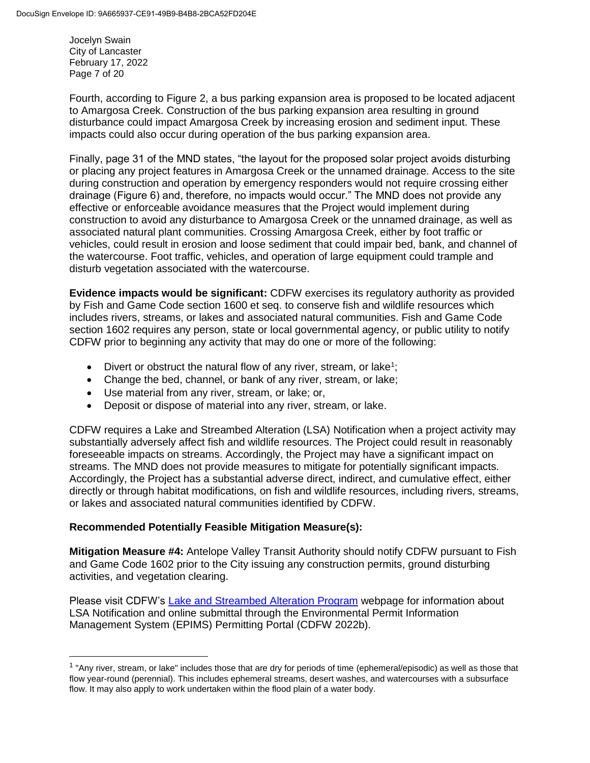Fourth, according to Figure 2, a bus parking expansion area is proposed to be located adjacent to Amargosa Creek. Construction of the bus parking expansion area resulting in ground disturbance could impact Amargosa Creek by increasing erosion and sediment input. These impacts could also occur during operation of the bus parking expansion area.

Finally, page 31 of the MND states, "the layout for the proposed solar project avoids disturbing or placing any project features in Amargosa Creek or the unnamed drainage. Access to the site during construction and operation by emergency responders would not require crossing either drainage (Figure 6) and, therefore, no impacts would occur." The MND does not provide any effective or enforceable avoidance measures that the Project would implement during construction to avoid any disturbance to Amargosa Creek or the unnamed drainage, as well as associated natural plant communities. Crossing Amargosa Creek, either by foot traffic or vehicles, could result in erosion and loose sediment that could impair bed, bank, and channel of the watercourse. Foot traffic, vehicles, and operation of large equipment could trample and disturb vegetation associated with the watercourse.

**Evidence impacts would be significant:** CDFW exercises its regulatory authority as provided by Fish and Game Code section 1600 et seq. to conserve fish and wildlife resources which includes rivers, streams, or lakes and associated natural communities. Fish and Game Code section 1602 requires any person, state or local governmental agency, or public utility to notify CDFW prior to beginning any activity that may do one or more of the following:

- Divert or obstruct the natural flow of any river, stream, or lake[1];
- Change the bed, channel, or bank of any river, stream, or lake;
- Use material from any river, stream, or lake; or,
- Deposit or dispose of material into any river, stream, or lake.

CDFW requires a Lake and Streambed Alteration (LSA) Notification when a project activity may substantially adversely affect fish and wildlife resources. The Project could result in reasonably foreseeable impacts on streams. Accordingly, the Project may have a significant impact on streams. The MND does not provide measures to mitigate for potentially significant impacts. Accordingly, the Project has a substantial adverse direct, indirect, and cumulative effect, either directly or through habitat modifications, on fish and wildlife resources, including rivers, streams, or lakes and associated natural communities identified by CDFW.

**Recommended Potentially Feasible Mitigation Measure(s):**

**Mitigation Measure #4:** Antelope Valley Transit Authority should notify CDFW pursuant to Fish and Game Code 1602 prior to the City issuing any construction permits, ground disturbing activities, and vegetation clearing.

Please visit CDFW's Lake and Streambed Alteration Program webpage for information about LSA Notification and online submittal through the Environmental Permit Information Management System (EPIMS) Permitting Portal (CDFW 2022b).

[1] "Any river, stream, or lake" includes those that are dry for periods of time (ephemeral/episodic) as well as those that flow year-round (perennial). This includes ephemeral streams, desert washes, and watercourses with a subsurface flow. It may also apply to work undertaken within the flood plain of a water body.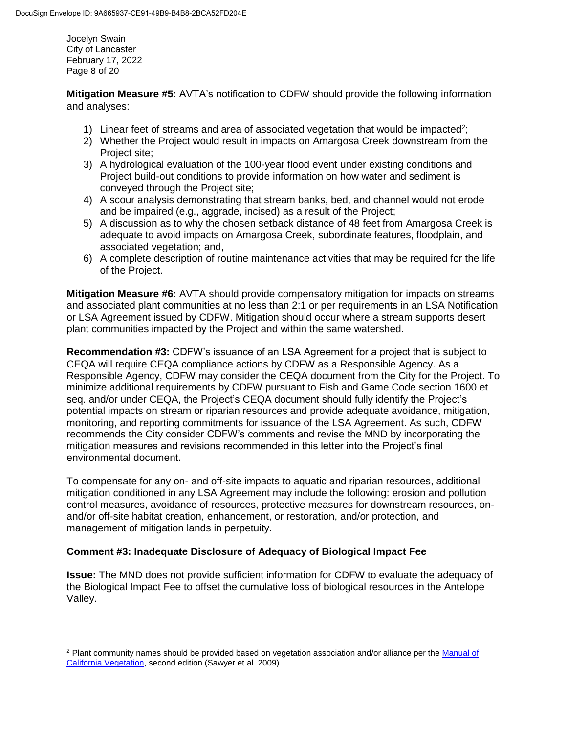**Mitigation Measure #5:** AVTA's notification to CDFW should provide the following information and analyses:

1) Linear feet of streams and area of associated vegetation that would be impacted[2];
2) Whether the Project would result in impacts on Amargosa Creek downstream from the Project site;
3) A hydrological evaluation of the 100-year flood event under existing conditions and Project build-out conditions to provide information on how water and sediment is conveyed through the Project site;
4) A scour analysis demonstrating that stream banks, bed, and channel would not erode and be impaired (e.g., aggrade, incised) as a result of the Project;
5) A discussion as to why the chosen setback distance of 48 feet from Amargosa Creek is adequate to avoid impacts on Amargosa Creek, subordinate features, floodplain, and associated vegetation; and,
6) A complete description of routine maintenance activities that may be required for the life of the Project.

**Mitigation Measure #6:** AVTA should provide compensatory mitigation for impacts on streams and associated plant communities at no less than 2:1 or per requirements in an LSA Notification or LSA Agreement issued by CDFW. Mitigation should occur where a stream supports desert plant communities impacted by the Project and within the same watershed.

**Recommendation #3:** CDFW's issuance of an LSA Agreement for a project that is subject to CEQA will require CEQA compliance actions by CDFW as a Responsible Agency. As a Responsible Agency, CDFW may consider the CEQA document from the City for the Project. To minimize additional requirements by CDFW pursuant to Fish and Game Code section 1600 et seq. and/or under CEQA, the Project's CEQA document should fully identify the Project's potential impacts on stream or riparian resources and provide adequate avoidance, mitigation, monitoring, and reporting commitments for issuance of the LSA Agreement. As such, CDFW recommends the City consider CDFW's comments and revise the MND by incorporating the mitigation measures and revisions recommended in this letter into the Project's final environmental document.

To compensate for any on- and off-site impacts to aquatic and riparian resources, additional mitigation conditioned in any LSA Agreement may include the following: erosion and pollution control measures, avoidance of resources, protective measures for downstream resources, on- and/or off-site habitat creation, enhancement, or restoration, and/or protection, and management of mitigation lands in perpetuity.

**Comment #3: Inadequate Disclosure of Adequacy of Biological Impact Fee**

**Issue:** The MND does not provide sufficient information for CDFW to evaluate the adequacy of the Biological Impact Fee to offset the cumulative loss of biological resources in the Antelope Valley.

---

[2] Plant community names should be provided based on vegetation association and/or alliance per the Manual of California Vegetation, second edition (Sawyer et al. 2009).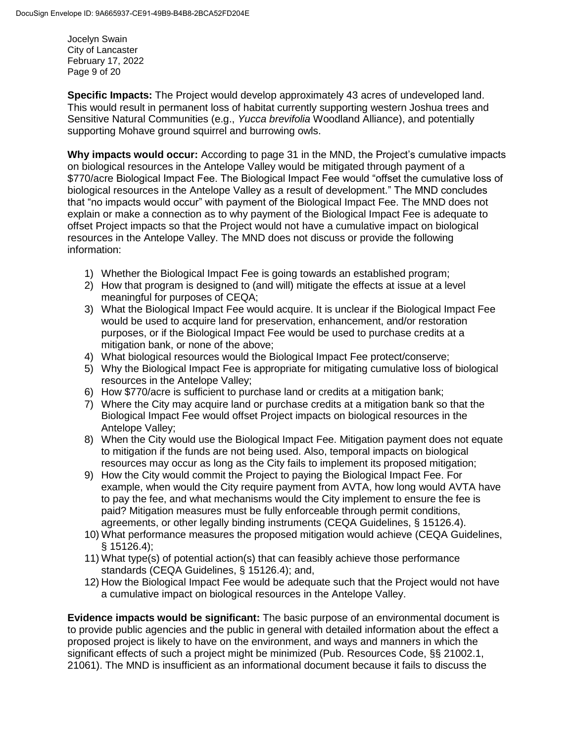**Specific Impacts:** The Project would develop approximately 43 acres of undeveloped land. This would result in permanent loss of habitat currently supporting western Joshua trees and Sensitive Natural Communities (e.g., *Yucca brevifolia* Woodland Alliance), and potentially supporting Mohave ground squirrel and burrowing owls.

**Why impacts would occur:** According to page 31 in the MND, the Project's cumulative impacts on biological resources in the Antelope Valley would be mitigated through payment of a $770/acre Biological Impact Fee. The Biological Impact Fee would "offset the cumulative loss of biological resources in the Antelope Valley as a result of development." The MND concludes that "no impacts would occur" with payment of the Biological Impact Fee. The MND does not explain or make a connection as to why payment of the Biological Impact Fee is adequate to offset Project impacts so that the Project would not have a cumulative impact on biological resources in the Antelope Valley. The MND does not discuss or provide the following information:

1) Whether the Biological Impact Fee is going towards an established program;
2) How that program is designed to (and will) mitigate the effects at issue at a level meaningful for purposes of CEQA;
3) What the Biological Impact Fee would acquire. It is unclear if the Biological Impact Fee would be used to acquire land for preservation, enhancement, and/or restoration purposes, or if the Biological Impact Fee would be used to purchase credits at a mitigation bank, or none of the above;
4) What biological resources would the Biological Impact Fee protect/conserve;
5) Why the Biological Impact Fee is appropriate for mitigating cumulative loss of biological resources in the Antelope Valley;
6) How $770/acre is sufficient to purchase land or credits at a mitigation bank;
7) Where the City may acquire land or purchase credits at a mitigation bank so that the Biological Impact Fee would offset Project impacts on biological resources in the Antelope Valley;
8) When the City would use the Biological Impact Fee. Mitigation payment does not equate to mitigation if the funds are not being used. Also, temporal impacts on biological resources may occur as long as the City fails to implement its proposed mitigation;
9) How the City would commit the Project to paying the Biological Impact Fee. For example, when would the City require payment from AVTA, how long would AVTA have to pay the fee, and what mechanisms would the City implement to ensure the fee is paid? Mitigation measures must be fully enforceable through permit conditions, agreements, or other legally binding instruments (CEQA Guidelines, § 15126.4).
10) What performance measures the proposed mitigation would achieve (CEQA Guidelines, § 15126.4);
11) What type(s) of potential action(s) that can feasibly achieve those performance standards (CEQA Guidelines, § 15126.4); and,
12) How the Biological Impact Fee would be adequate such that the Project would not have a cumulative impact on biological resources in the Antelope Valley.

**Evidence impacts would be significant:** The basic purpose of an environmental document is to provide public agencies and the public in general with detailed information about the effect a proposed project is likely to have on the environment, and ways and manners in which the significant effects of such a project might be minimized (Pub. Resources Code, §§ 21002.1, 21061). The MND is insufficient as an informational document because it fails to discuss the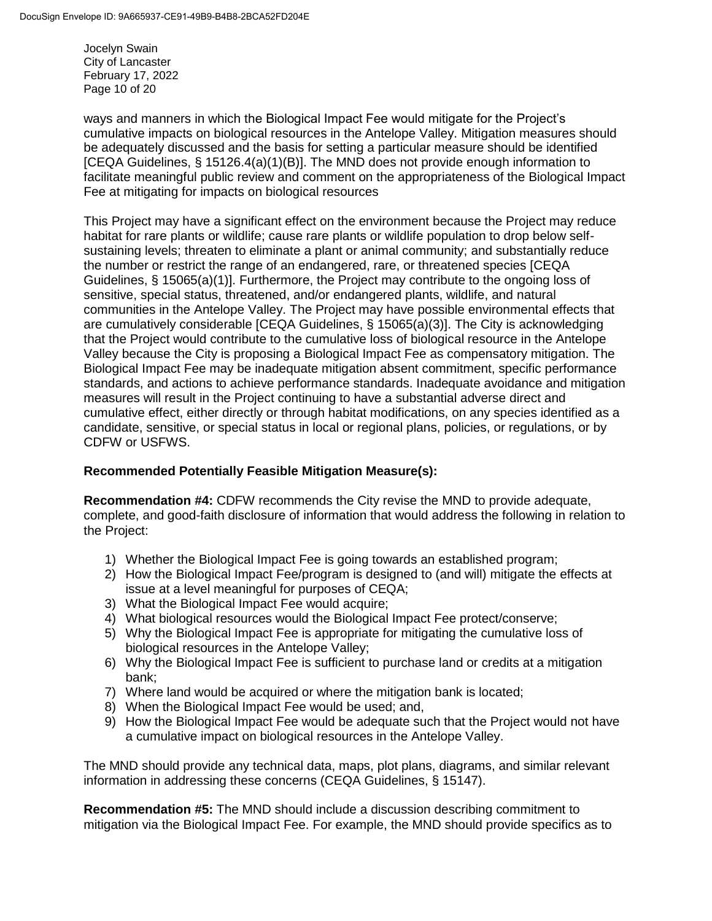ways and manners in which the Biological Impact Fee would mitigate for the Project's cumulative impacts on biological resources in the Antelope Valley. Mitigation measures should be adequately discussed and the basis for setting a particular measure should be identified [CEQA Guidelines, § 15126.4(a)(1)(B)]. The MND does not provide enough information to facilitate meaningful public review and comment on the appropriateness of the Biological Impact Fee at mitigating for impacts on biological resources

This Project may have a significant effect on the environment because the Project may reduce habitat for rare plants or wildlife; cause rare plants or wildlife population to drop below self-sustaining levels; threaten to eliminate a plant or animal community; and substantially reduce the number or restrict the range of an endangered, rare, or threatened species [CEQA Guidelines, § 15065(a)(1)]. Furthermore, the Project may contribute to the ongoing loss of sensitive, special status, threatened, and/or endangered plants, wildlife, and natural communities in the Antelope Valley. The Project may have possible environmental effects that are cumulatively considerable [CEQA Guidelines, § 15065(a)(3)]. The City is acknowledging that the Project would contribute to the cumulative loss of biological resource in the Antelope Valley because the City is proposing a Biological Impact Fee as compensatory mitigation. The Biological Impact Fee may be inadequate mitigation absent commitment, specific performance standards, and actions to achieve performance standards. Inadequate avoidance and mitigation measures will result in the Project continuing to have a substantial adverse direct and cumulative effect, either directly or through habitat modifications, on any species identified as a candidate, sensitive, or special status in local or regional plans, policies, or regulations, or by CDFW or USFWS.

**Recommended Potentially Feasible Mitigation Measure(s):**

**Recommendation #4:** CDFW recommends the City revise the MND to provide adequate, complete, and good-faith disclosure of information that would address the following in relation to the Project:

1) Whether the Biological Impact Fee is going towards an established program;
2) How the Biological Impact Fee/program is designed to (and will) mitigate the effects at issue at a level meaningful for purposes of CEQA;
3) What the Biological Impact Fee would acquire;
4) What biological resources would the Biological Impact Fee protect/conserve;
5) Why the Biological Impact Fee is appropriate for mitigating the cumulative loss of biological resources in the Antelope Valley;
6) Why the Biological Impact Fee is sufficient to purchase land or credits at a mitigation bank;
7) Where land would be acquired or where the mitigation bank is located;
8) When the Biological Impact Fee would be used; and,
9) How the Biological Impact Fee would be adequate such that the Project would not have a cumulative impact on biological resources in the Antelope Valley.

The MND should provide any technical data, maps, plot plans, diagrams, and similar relevant information in addressing these concerns (CEQA Guidelines, § 15147).

**Recommendation #5:** The MND should include a discussion describing commitment to mitigation via the Biological Impact Fee. For example, the MND should provide specifics as to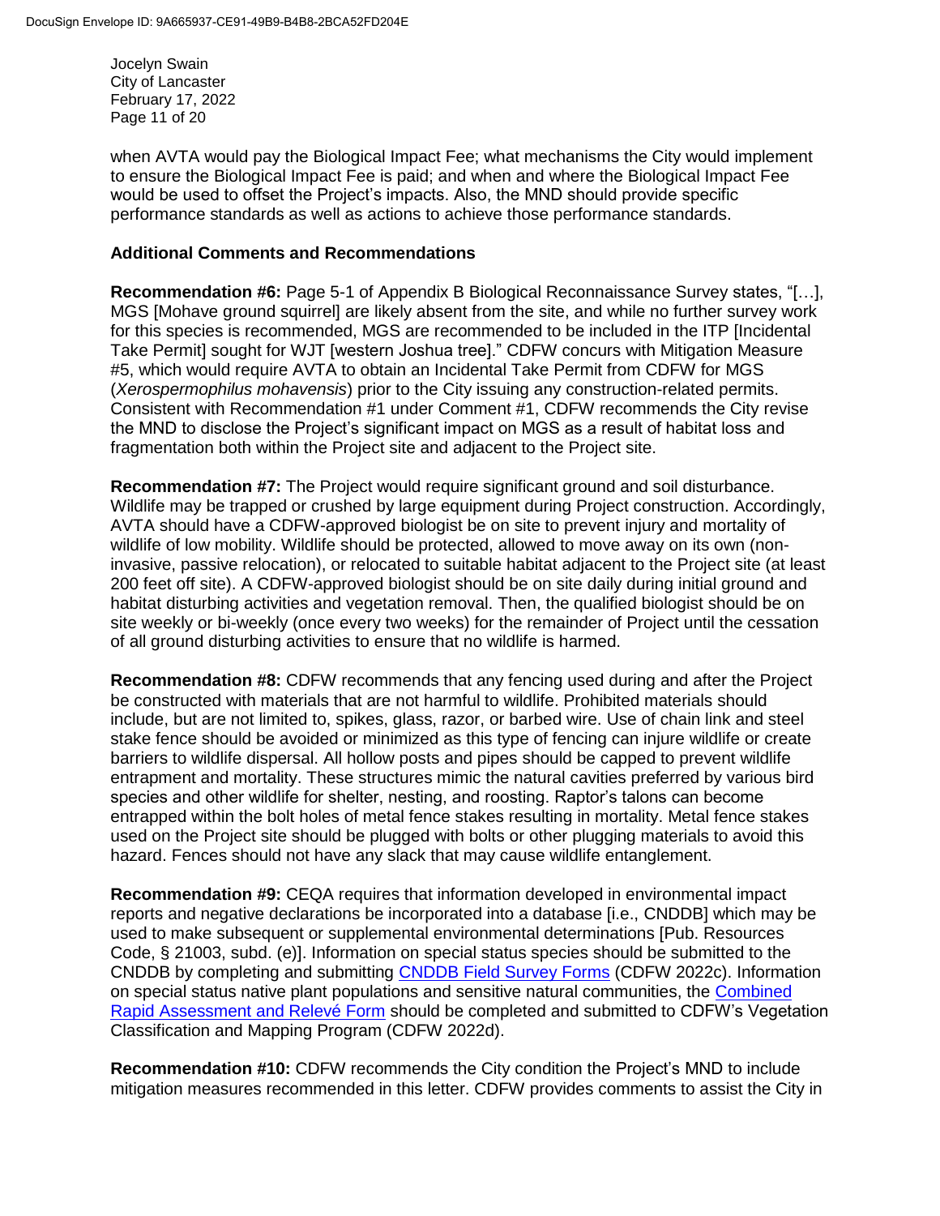when AVTA would pay the Biological Impact Fee; what mechanisms the City would implement to ensure the Biological Impact Fee is paid; and when and where the Biological Impact Fee would be used to offset the Project's impacts. Also, the MND should provide specific performance standards as well as actions to achieve those performance standards.

### Additional Comments and Recommendations

**Recommendation #6:** Page 5-1 of Appendix B Biological Reconnaissance Survey states, "[…], MGS [Mohave ground squirrel] are likely absent from the site, and while no further survey work for this species is recommended, MGS are recommended to be included in the ITP [Incidental Take Permit] sought for WJT [western Joshua tree]." CDFW concurs with Mitigation Measure #5, which would require AVTA to obtain an Incidental Take Permit from CDFW for MGS (*Xerospermophilus mohavensis*) prior to the City issuing any construction-related permits. Consistent with Recommendation #1 under Comment #1, CDFW recommends the City revise the MND to disclose the Project's significant impact on MGS as a result of habitat loss and fragmentation both within the Project site and adjacent to the Project site.

**Recommendation #7:** The Project would require significant ground and soil disturbance. Wildlife may be trapped or crushed by large equipment during Project construction. Accordingly, AVTA should have a CDFW-approved biologist be on site to prevent injury and mortality of wildlife of low mobility. Wildlife should be protected, allowed to move away on its own (non-invasive, passive relocation), or relocated to suitable habitat adjacent to the Project site (at least 200 feet off site). A CDFW-approved biologist should be on site daily during initial ground and habitat disturbing activities and vegetation removal. Then, the qualified biologist should be on site weekly or bi-weekly (once every two weeks) for the remainder of Project until the cessation of all ground disturbing activities to ensure that no wildlife is harmed.

**Recommendation #8:** CDFW recommends that any fencing used during and after the Project be constructed with materials that are not harmful to wildlife. Prohibited materials should include, but are not limited to, spikes, glass, razor, or barbed wire. Use of chain link and steel stake fence should be avoided or minimized as this type of fencing can injure wildlife or create barriers to wildlife dispersal. All hollow posts and pipes should be capped to prevent wildlife entrapment and mortality. These structures mimic the natural cavities preferred by various bird species and other wildlife for shelter, nesting, and roosting. Raptor's talons can become entrapped within the bolt holes of metal fence stakes resulting in mortality. Metal fence stakes used on the Project site should be plugged with bolts or other plugging materials to avoid this hazard. Fences should not have any slack that may cause wildlife entanglement.

**Recommendation #9:** CEQA requires that information developed in environmental impact reports and negative declarations be incorporated into a database [i.e., CNDDB] which may be used to make subsequent or supplemental environmental determinations [Pub. Resources Code, § 21003, subd. (e)]. Information on special status species should be submitted to the CNDDB by completing and submitting CNDDB Field Survey Forms (CDFW 2022c). Information on special status native plant populations and sensitive natural communities, the Combined Rapid Assessment and Relevé Form should be completed and submitted to CDFW's Vegetation Classification and Mapping Program (CDFW 2022d).

**Recommendation #10:** CDFW recommends the City condition the Project's MND to include mitigation measures recommended in this letter. CDFW provides comments to assist the City in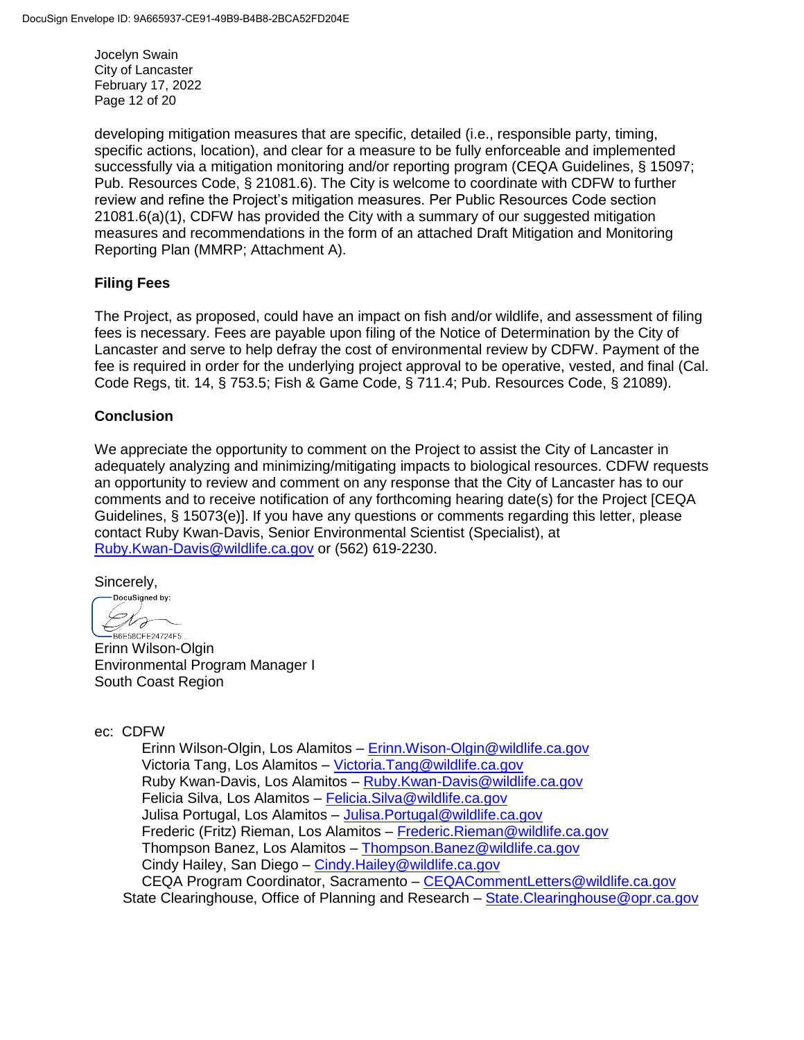developing mitigation measures that are specific, detailed (i.e., responsible party, timing, specific actions, location), and clear for a measure to be fully enforceable and implemented successfully via a mitigation monitoring and/or reporting program (CEQA Guidelines, § 15097; Pub. Resources Code, § 21081.6). The City is welcome to coordinate with CDFW to further review and refine the Project's mitigation measures. Per Public Resources Code section 21081.6(a)(1), CDFW has provided the City with a summary of our suggested mitigation measures and recommendations in the form of an attached Draft Mitigation and Monitoring Reporting Plan (MMRP; Attachment A).

## Filing Fees

The Project, as proposed, could have an impact on fish and/or wildlife, and assessment of filing fees is necessary. Fees are payable upon filing of the Notice of Determination by the City of Lancaster and serve to help defray the cost of environmental review by CDFW. Payment of the fee is required in order for the underlying project approval to be operative, vested, and final (Cal. Code Regs, tit. 14, § 753.5; Fish & Game Code, § 711.4; Pub. Resources Code, § 21089).

## Conclusion

We appreciate the opportunity to comment on the Project to assist the City of Lancaster in adequately analyzing and minimizing/mitigating impacts to biological resources. CDFW requests an opportunity to review and comment on any response that the City of Lancaster has to our comments and to receive notification of any forthcoming hearing date(s) for the Project [CEQA Guidelines, § 15073(e)]. If you have any questions or comments regarding this letter, please contact Ruby Kwan-Davis, Senior Environmental Scientist (Specialist), at Ruby.Kwan-Davis@wildlife.ca.gov or (562) 619-2230.

Sincerely,

DocuSigned by:
B6E58CFE24724F5...

Erinn Wilson-Olgin
Environmental Program Manager I
South Coast Region

ec: CDFW

Erinn Wilson-Olgin, Los Alamitos – Erinn.Wison-Olgin@wildlife.ca.gov
Victoria Tang, Los Alamitos – Victoria.Tang@wildlife.ca.gov
Ruby Kwan-Davis, Los Alamitos – Ruby.Kwan-Davis@wildlife.ca.gov
Felicia Silva, Los Alamitos – Felicia.Silva@wildlife.ca.gov
Julisa Portugal, Los Alamitos – Julisa.Portugal@wildlife.ca.gov
Frederic (Fritz) Rieman, Los Alamitos – Frederic.Rieman@wildlife.ca.gov
Thompson Banez, Los Alamitos – Thompson.Banez@wildlife.ca.gov
Cindy Hailey, San Diego – Cindy.Hailey@wildlife.ca.gov
CEQA Program Coordinator, Sacramento – CEQACommentLetters@wildlife.ca.gov

State Clearinghouse, Office of Planning and Research – State.Clearinghouse@opr.ca.gov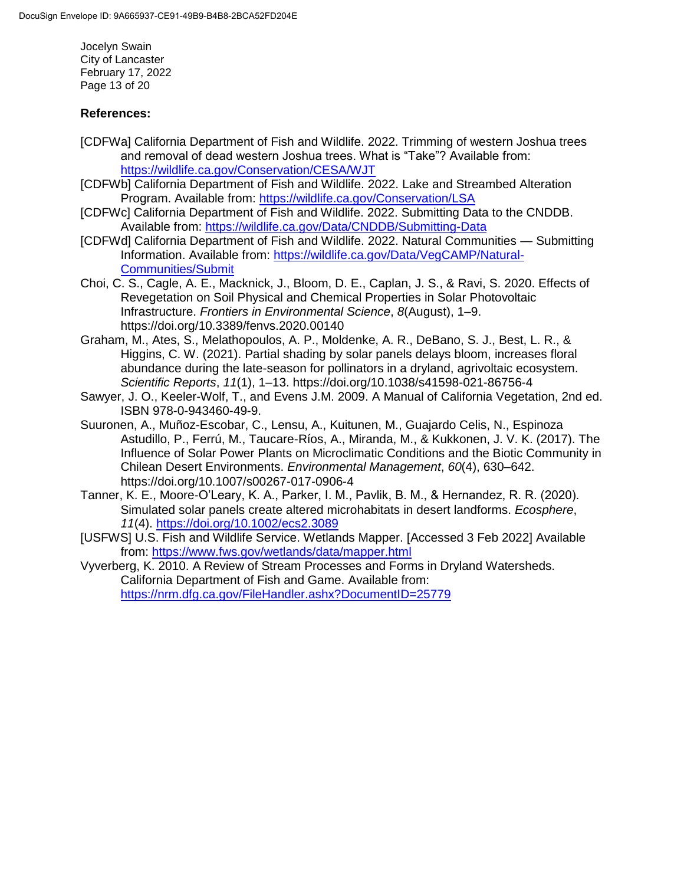**References:**

[CDFWa] California Department of Fish and Wildlife. 2022. Trimming of western Joshua trees and removal of dead western Joshua trees. What is "Take"? Available from: https://wildlife.ca.gov/Conservation/CESA/WJT

[CDFWb] California Department of Fish and Wildlife. 2022. Lake and Streambed Alteration Program. Available from: https://wildlife.ca.gov/Conservation/LSA

[CDFWc] California Department of Fish and Wildlife. 2022. Submitting Data to the CNDDB. Available from: https://wildlife.ca.gov/Data/CNDDB/Submitting-Data

[CDFWd] California Department of Fish and Wildlife. 2022. Natural Communities — Submitting Information. Available from: https://wildlife.ca.gov/Data/VegCAMP/Natural-Communities/Submit

Choi, C. S., Cagle, A. E., Macknick, J., Bloom, D. E., Caplan, J. S., & Ravi, S. 2020. Effects of Revegetation on Soil Physical and Chemical Properties in Solar Photovoltaic Infrastructure. *Frontiers in Environmental Science*, *8*(August), 1–9. https://doi.org/10.3389/fenvs.2020.00140

Graham, M., Ates, S., Melathopoulos, A. P., Moldenke, A. R., DeBano, S. J., Best, L. R., & Higgins, C. W. (2021). Partial shading by solar panels delays bloom, increases floral abundance during the late-season for pollinators in a dryland, agrivoltaic ecosystem. *Scientific Reports*, *11*(1), 1–13. https://doi.org/10.1038/s41598-021-86756-4

Sawyer, J. O., Keeler-Wolf, T., and Evens J.M. 2009. A Manual of California Vegetation, 2nd ed. ISBN 978-0-943460-49-9.

Suuronen, A., Muñoz-Escobar, C., Lensu, A., Kuitunen, M., Guajardo Celis, N., Espinoza Astudillo, P., Ferrú, M., Taucare-Ríos, A., Miranda, M., & Kukkonen, J. V. K. (2017). The Influence of Solar Power Plants on Microclimatic Conditions and the Biotic Community in Chilean Desert Environments. *Environmental Management*, *60*(4), 630–642. https://doi.org/10.1007/s00267-017-0906-4

Tanner, K. E., Moore-O'Leary, K. A., Parker, I. M., Pavlik, B. M., & Hernandez, R. R. (2020). Simulated solar panels create altered microhabitats in desert landforms. *Ecosphere*, *11*(4). https://doi.org/10.1002/ecs2.3089

[USFWS] U.S. Fish and Wildlife Service. Wetlands Mapper. [Accessed 3 Feb 2022] Available from: https://www.fws.gov/wetlands/data/mapper.html

Vyverberg, K. 2010. A Review of Stream Processes and Forms in Dryland Watersheds. California Department of Fish and Game. Available from: https://nrm.dfg.ca.gov/FileHandler.ashx?DocumentID=25779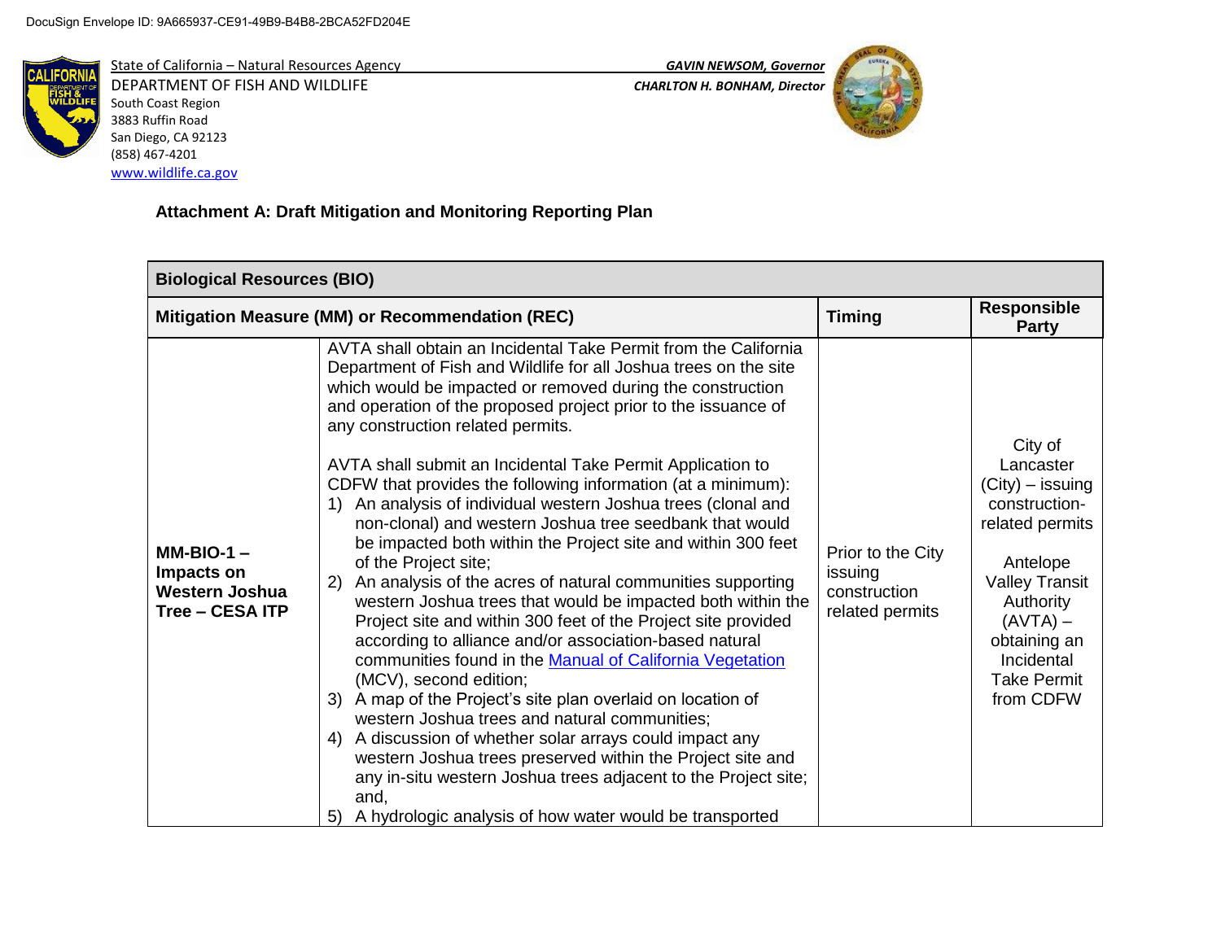DocuSign Envelope ID: 9A665937-CE91-49B9-B4B8-2BCA52FD204E

State of California – Natural Resources Agency
DEPARTMENT OF FISH AND WILDLIFE
South Coast Region
3883 Ruffin Road
San Diego, CA 92123
(858) 467-4201
www.wildlife.ca.gov

*GAVIN NEWSOM, Governor*
*CHARLTON H. BONHAM, Director*

**Attachment A: Draft Mitigation and Monitoring Reporting Plan**

| **Biological Resources (BIO)** | | | |
|---|---|---|---|
| **Mitigation Measure (MM) or Recommendation (REC)** | | **Timing** | **Responsible Party** |
| **MM-BIO-1 – Impacts on Western Joshua Tree – CESA ITP** | AVTA shall obtain an Incidental Take Permit from the California Department of Fish and Wildlife for all Joshua trees on the site which would be impacted or removed during the construction and operation of the proposed project prior to the issuance of any construction related permits.<br><br>AVTA shall submit an Incidental Take Permit Application to CDFW that provides the following information (at a minimum):<br>1) An analysis of individual western Joshua trees (clonal and non-clonal) and western Joshua tree seedbank that would be impacted both within the Project site and within 300 feet of the Project site;<br>2) An analysis of the acres of natural communities supporting western Joshua trees that would be impacted both within the Project site and within 300 feet of the Project site provided according to alliance and/or association-based natural communities found in the Manual of California Vegetation (MCV), second edition;<br>3) A map of the Project's site plan overlaid on location of western Joshua trees and natural communities;<br>4) A discussion of whether solar arrays could impact any western Joshua trees preserved within the Project site and any in-situ western Joshua trees adjacent to the Project site; and,<br>5) A hydrologic analysis of how water would be transported | Prior to the City issuing construction related permits | City of Lancaster (City) – issuing construction-related permits<br><br>Antelope Valley Transit Authority (AVTA) – obtaining an Incidental Take Permit from CDFW |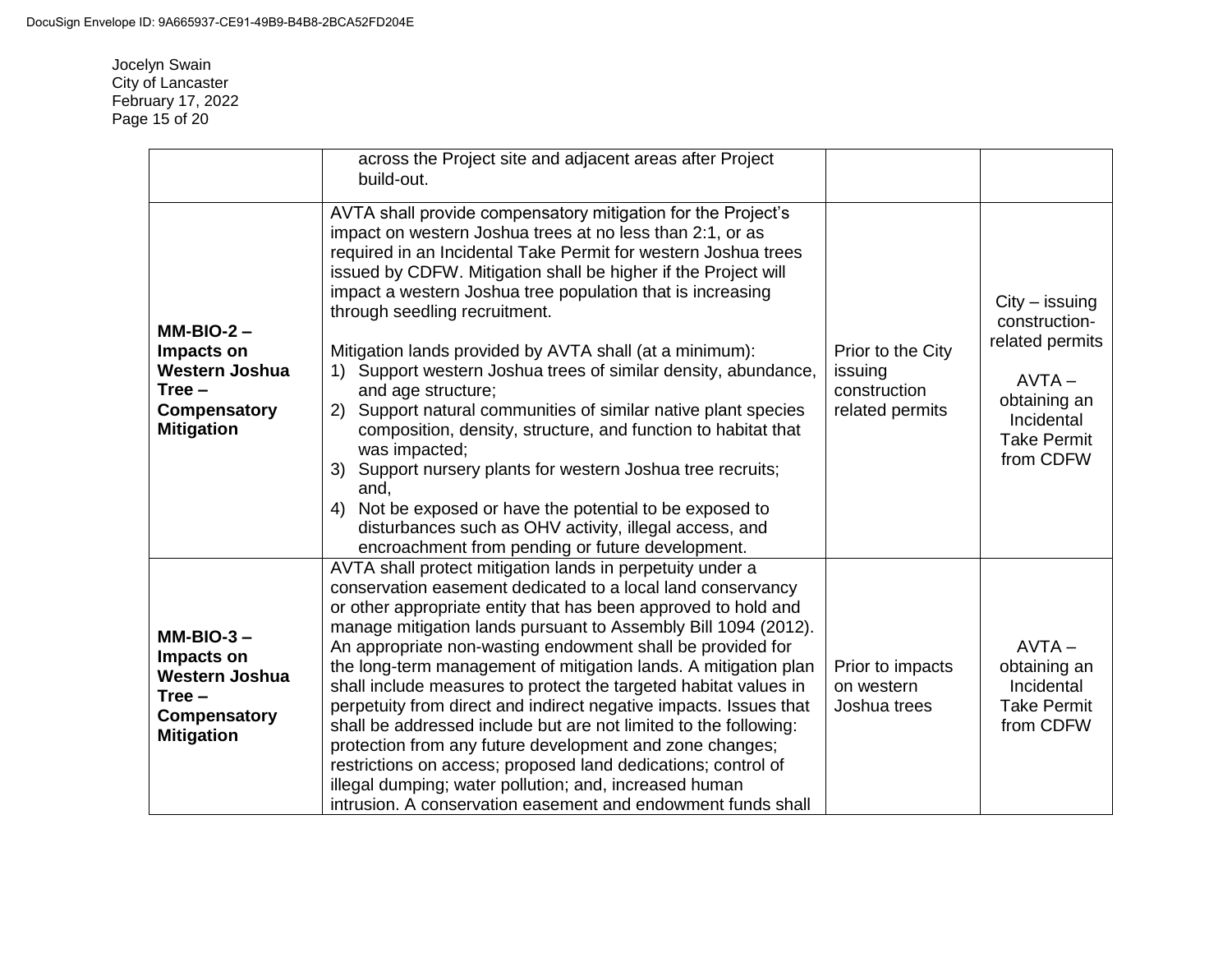| | | | |
|---|---|---|---|
| | across the Project site and adjacent areas after Project build-out. | | |
| **MM-BIO-2 – Impacts on Western Joshua Tree – Compensatory Mitigation** | AVTA shall provide compensatory mitigation for the Project's impact on western Joshua trees at no less than 2:1, or as required in an Incidental Take Permit for western Joshua trees issued by CDFW. Mitigation shall be higher if the Project will impact a western Joshua tree population that is increasing through seedling recruitment.<br><br>Mitigation lands provided by AVTA shall (at a minimum):<br>1) Support western Joshua trees of similar density, abundance, and age structure;<br>2) Support natural communities of similar native plant species composition, density, structure, and function to habitat that was impacted;<br>3) Support nursery plants for western Joshua tree recruits; and,<br>4) Not be exposed or have the potential to be exposed to disturbances such as OHV activity, illegal access, and encroachment from pending or future development. | Prior to the City issuing construction related permits | City – issuing construction-related permits<br><br>AVTA – obtaining an Incidental Take Permit from CDFW |
| **MM-BIO-3 – Impacts on Western Joshua Tree – Compensatory Mitigation** | AVTA shall protect mitigation lands in perpetuity under a conservation easement dedicated to a local land conservancy or other appropriate entity that has been approved to hold and manage mitigation lands pursuant to Assembly Bill 1094 (2012). An appropriate non-wasting endowment shall be provided for the long-term management of mitigation lands. A mitigation plan shall include measures to protect the targeted habitat values in perpetuity from direct and indirect negative impacts. Issues that shall be addressed include but are not limited to the following: protection from any future development and zone changes; restrictions on access; proposed land dedications; control of illegal dumping; water pollution; and, increased human intrusion. A conservation easement and endowment funds shall | Prior to impacts on western Joshua trees | AVTA – obtaining an Incidental Take Permit from CDFW |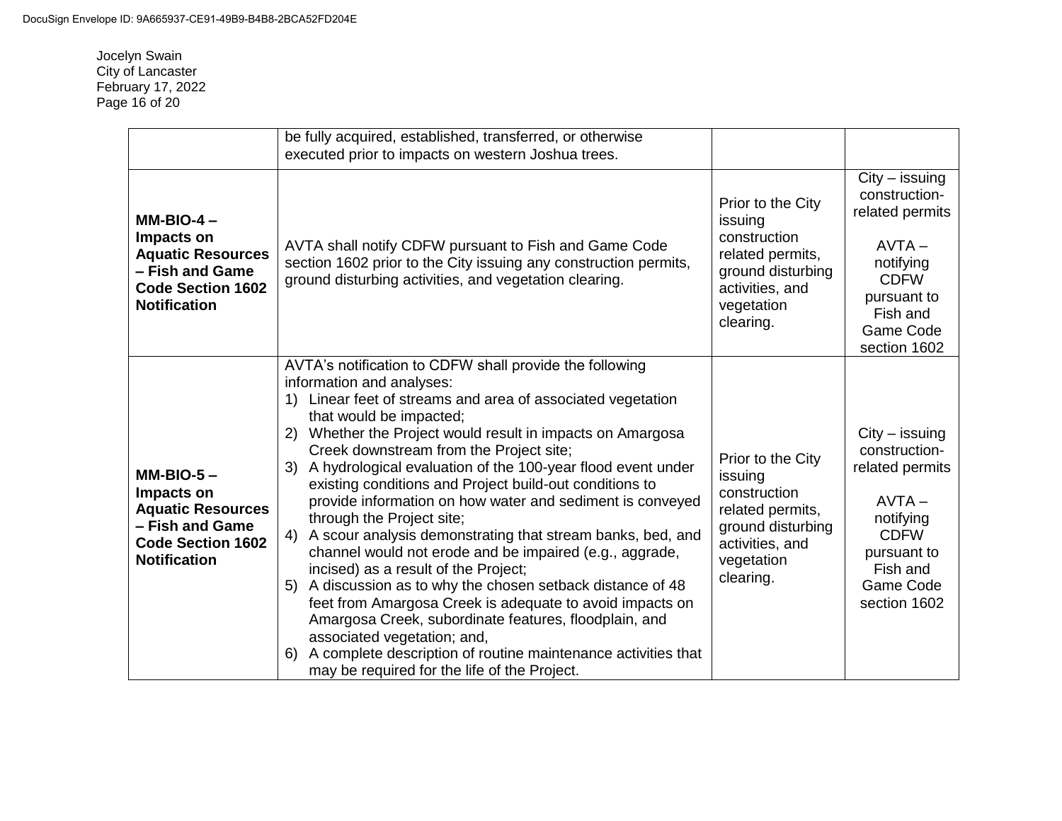| | | | |
|---|---|---|---|
| | be fully acquired, established, transferred, or otherwise executed prior to impacts on western Joshua trees. | | |
| **MM-BIO-4 – Impacts on Aquatic Resources – Fish and Game Code Section 1602 Notification** | AVTA shall notify CDFW pursuant to Fish and Game Code section 1602 prior to the City issuing any construction permits, ground disturbing activities, and vegetation clearing. | Prior to the City issuing construction related permits, ground disturbing activities, and vegetation clearing. | City – issuing construction-related permits<br><br>AVTA – notifying CDFW pursuant to Fish and Game Code section 1602 |
| **MM-BIO-5 – Impacts on Aquatic Resources – Fish and Game Code Section 1602 Notification** | AVTA's notification to CDFW shall provide the following information and analyses:<br>1) Linear feet of streams and area of associated vegetation that would be impacted;<br>2) Whether the Project would result in impacts on Amargosa Creek downstream from the Project site;<br>3) A hydrological evaluation of the 100-year flood event under existing conditions and Project build-out conditions to provide information on how water and sediment is conveyed through the Project site;<br>4) A scour analysis demonstrating that stream banks, bed, and channel would not erode and be impaired (e.g., aggrade, incised) as a result of the Project;<br>5) A discussion as to why the chosen setback distance of 48 feet from Amargosa Creek is adequate to avoid impacts on Amargosa Creek, subordinate features, floodplain, and associated vegetation; and,<br>6) A complete description of routine maintenance activities that may be required for the life of the Project. | Prior to the City issuing construction related permits, ground disturbing activities, and vegetation clearing. | City – issuing construction-related permits<br><br>AVTA – notifying CDFW pursuant to Fish and Game Code section 1602 |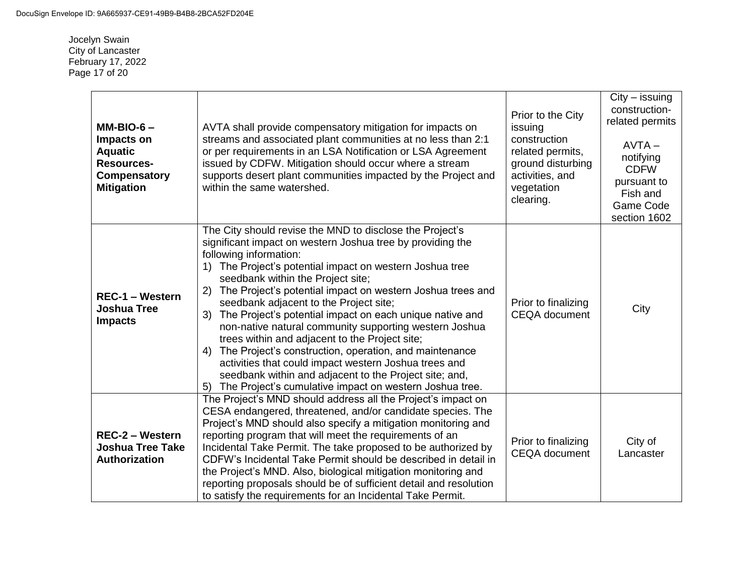| **MM-BIO-6 – Impacts on Aquatic Resources-Compensatory Mitigation** | AVTA shall provide compensatory mitigation for impacts on streams and associated plant communities at no less than 2:1 or per requirements in an LSA Notification or LSA Agreement issued by CDFW. Mitigation should occur where a stream supports desert plant communities impacted by the Project and within the same watershed. | Prior to the City issuing construction related permits, ground disturbing activities, and vegetation clearing. | City – issuing construction-related permits<br><br>AVTA – notifying CDFW pursuant to Fish and Game Code section 1602 |
|---|---|---|---|
| **REC-1 – Western Joshua Tree Impacts** | The City should revise the MND to disclose the Project's significant impact on western Joshua tree by providing the following information:<br>1) The Project's potential impact on western Joshua tree seedbank within the Project site;<br>2) The Project's potential impact on western Joshua trees and seedbank adjacent to the Project site;<br>3) The Project's potential impact on each unique native and non-native natural community supporting western Joshua trees within and adjacent to the Project site;<br>4) The Project's construction, operation, and maintenance activities that could impact western Joshua trees and seedbank within and adjacent to the Project site; and,<br>5) The Project's cumulative impact on western Joshua tree. | Prior to finalizing CEQA document | City |
| **REC-2 – Western Joshua Tree Take Authorization** | The Project's MND should address all the Project's impact on CESA endangered, threatened, and/or candidate species. The Project's MND should also specify a mitigation monitoring and reporting program that will meet the requirements of an Incidental Take Permit. The take proposed to be authorized by CDFW's Incidental Take Permit should be described in detail in the Project's MND. Also, biological mitigation monitoring and reporting proposals should be of sufficient detail and resolution to satisfy the requirements for an Incidental Take Permit. | Prior to finalizing CEQA document | City of Lancaster |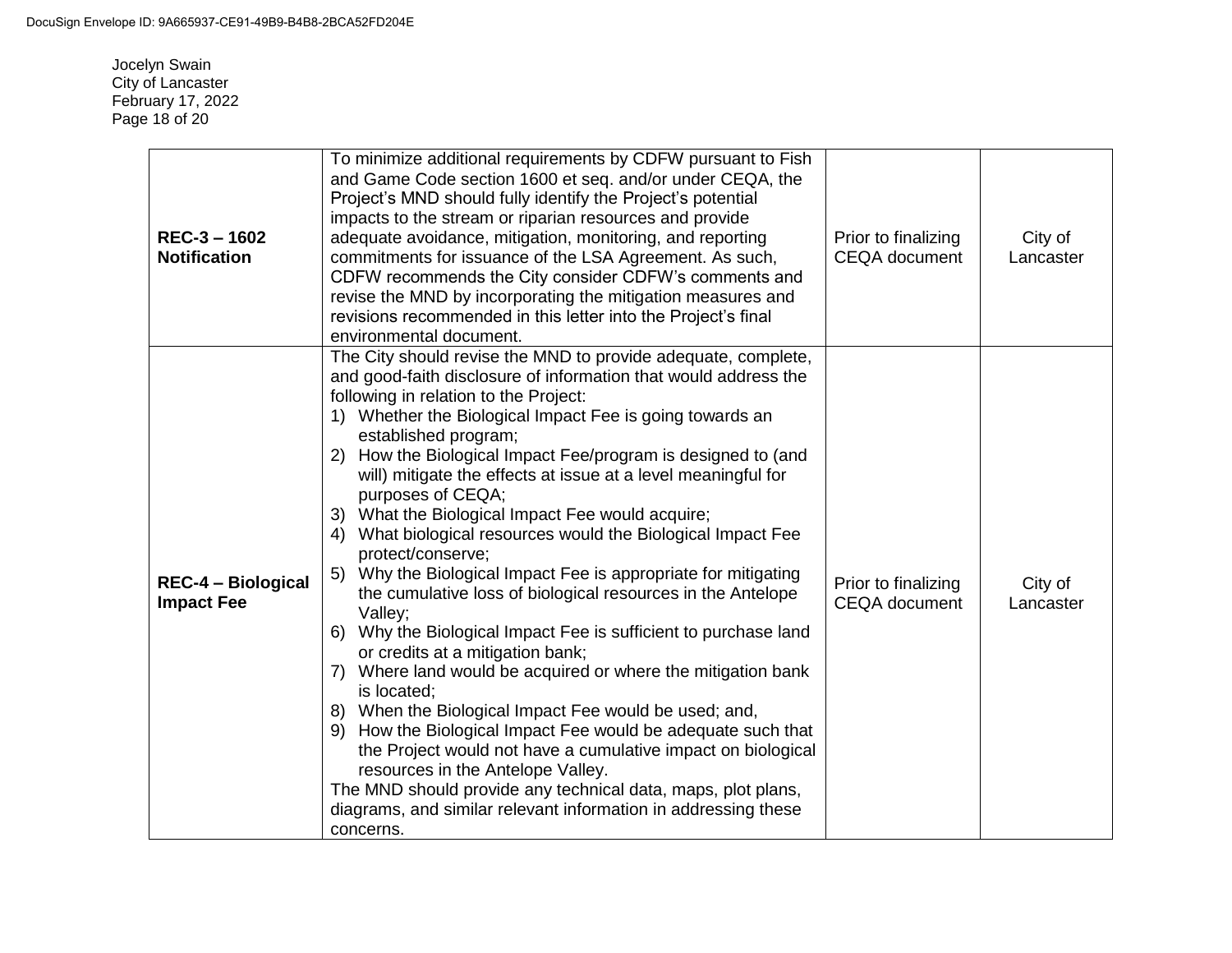| | | | |
|---|---|---|---|
| **REC-3 – 1602 Notification** | To minimize additional requirements by CDFW pursuant to Fish and Game Code section 1600 et seq. and/or under CEQA, the Project's MND should fully identify the Project's potential impacts to the stream or riparian resources and provide adequate avoidance, mitigation, monitoring, and reporting commitments for issuance of the LSA Agreement. As such, CDFW recommends the City consider CDFW's comments and revise the MND by incorporating the mitigation measures and revisions recommended in this letter into the Project's final environmental document. | Prior to finalizing CEQA document | City of Lancaster |
| **REC-4 – Biological Impact Fee** | The City should revise the MND to provide adequate, complete, and good-faith disclosure of information that would address the following in relation to the Project:<br>1) Whether the Biological Impact Fee is going towards an established program;<br>2) How the Biological Impact Fee/program is designed to (and will) mitigate the effects at issue at a level meaningful for purposes of CEQA;<br>3) What the Biological Impact Fee would acquire;<br>4) What biological resources would the Biological Impact Fee protect/conserve;<br>5) Why the Biological Impact Fee is appropriate for mitigating the cumulative loss of biological resources in the Antelope Valley;<br>6) Why the Biological Impact Fee is sufficient to purchase land or credits at a mitigation bank;<br>7) Where land would be acquired or where the mitigation bank is located;<br>8) When the Biological Impact Fee would be used; and,<br>9) How the Biological Impact Fee would be adequate such that the Project would not have a cumulative impact on biological resources in the Antelope Valley.<br>The MND should provide any technical data, maps, plot plans, diagrams, and similar relevant information in addressing these concerns. | Prior to finalizing CEQA document | City of Lancaster |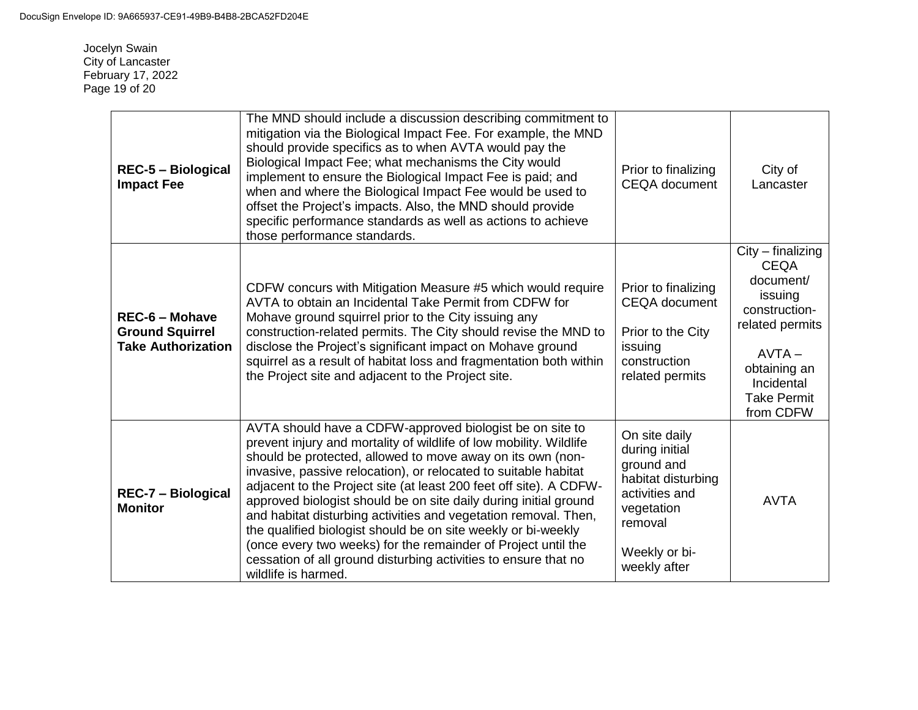| | | | |
|---|---|---|---|
| **REC-5 – Biological Impact Fee** | The MND should include a discussion describing commitment to mitigation via the Biological Impact Fee. For example, the MND should provide specifics as to when AVTA would pay the Biological Impact Fee; what mechanisms the City would implement to ensure the Biological Impact Fee is paid; and when and where the Biological Impact Fee would be used to offset the Project's impacts. Also, the MND should provide specific performance standards as well as actions to achieve those performance standards. | Prior to finalizing CEQA document | City of Lancaster |
| **REC-6 – Mohave Ground Squirrel Take Authorization** | CDFW concurs with Mitigation Measure #5 which would require AVTA to obtain an Incidental Take Permit from CDFW for Mohave ground squirrel prior to the City issuing any construction-related permits. The City should revise the MND to disclose the Project's significant impact on Mohave ground squirrel as a result of habitat loss and fragmentation both within the Project site and adjacent to the Project site. | Prior to finalizing CEQA document<br><br>Prior to the City issuing construction related permits | City – finalizing CEQA document/ issuing construction-related permits<br><br>AVTA – obtaining an Incidental Take Permit from CDFW |
| **REC-7 – Biological Monitor** | AVTA should have a CDFW-approved biologist be on site to prevent injury and mortality of wildlife of low mobility. Wildlife should be protected, allowed to move away on its own (non-invasive, passive relocation), or relocated to suitable habitat adjacent to the Project site (at least 200 feet off site). A CDFW-approved biologist should be on site daily during initial ground and habitat disturbing activities and vegetation removal. Then, the qualified biologist should be on site weekly or bi-weekly (once every two weeks) for the remainder of Project until the cessation of all ground disturbing activities to ensure that no wildlife is harmed. | On site daily during initial ground and habitat disturbing activities and vegetation removal<br><br>Weekly or bi-weekly after | AVTA |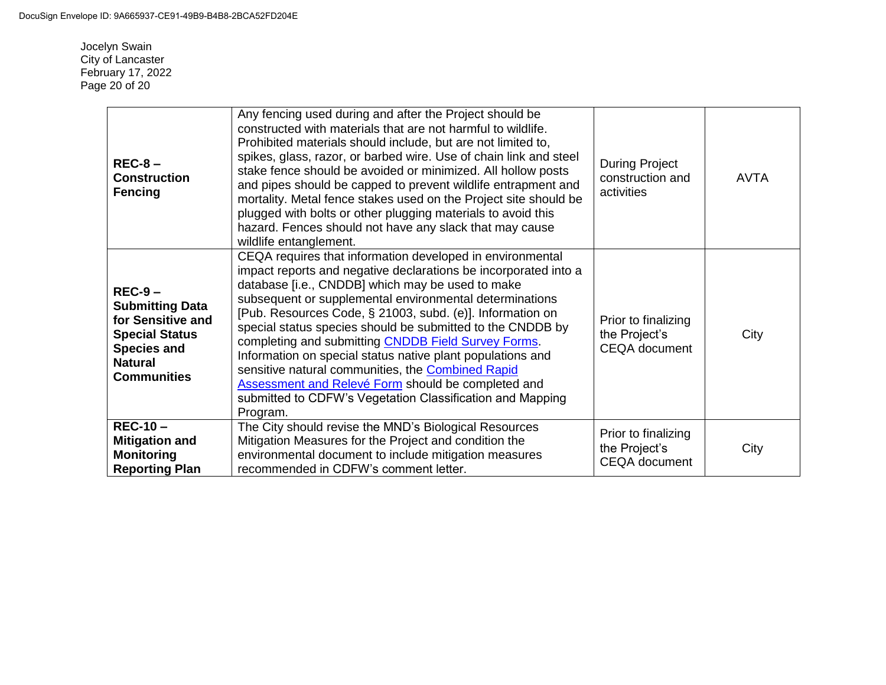| | | | |
|---|---|---|---|
| **REC-8 – Construction Fencing** | Any fencing used during and after the Project should be constructed with materials that are not harmful to wildlife. Prohibited materials should include, but are not limited to, spikes, glass, razor, or barbed wire. Use of chain link and steel stake fence should be avoided or minimized. All hollow posts and pipes should be capped to prevent wildlife entrapment and mortality. Metal fence stakes used on the Project site should be plugged with bolts or other plugging materials to avoid this hazard. Fences should not have any slack that may cause wildlife entanglement. | During Project construction and activities | AVTA |
| **REC-9 – Submitting Data for Sensitive and Special Status Species and Natural Communities** | CEQA requires that information developed in environmental impact reports and negative declarations be incorporated into a database [i.e., CNDDB] which may be used to make subsequent or supplemental environmental determinations [Pub. Resources Code, § 21003, subd. (e)]. Information on special status species should be submitted to the CNDDB by completing and submitting CNDDB Field Survey Forms. Information on special status native plant populations and sensitive natural communities, the Combined Rapid Assessment and Relevé Form should be completed and submitted to CDFW's Vegetation Classification and Mapping Program. | Prior to finalizing the Project's CEQA document | City |
| **REC-10 – Mitigation and Monitoring Reporting Plan** | The City should revise the MND's Biological Resources Mitigation Measures for the Project and condition the environmental document to include mitigation measures recommended in CDFW's comment letter. | Prior to finalizing the Project's CEQA document | City |